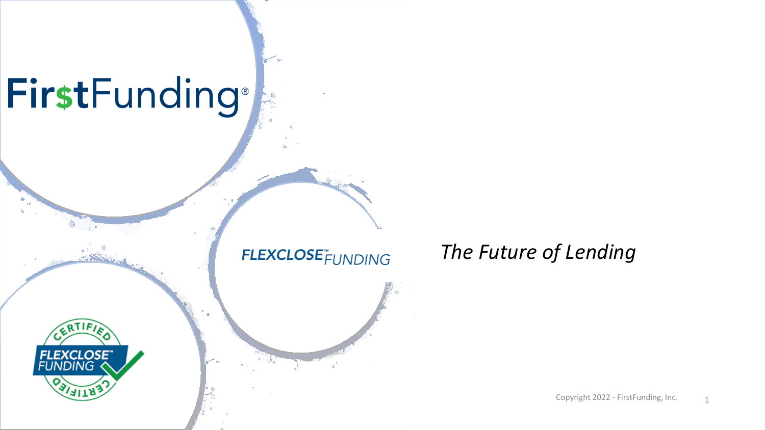# FirstFunding®

FLEXCLOSE™ FUNDING

*The Future of Lending*

CERTIFIED FLEXCLOSE™ FUNDING CERTIFIED

Copyright 2022 - FirstFunding, Inc.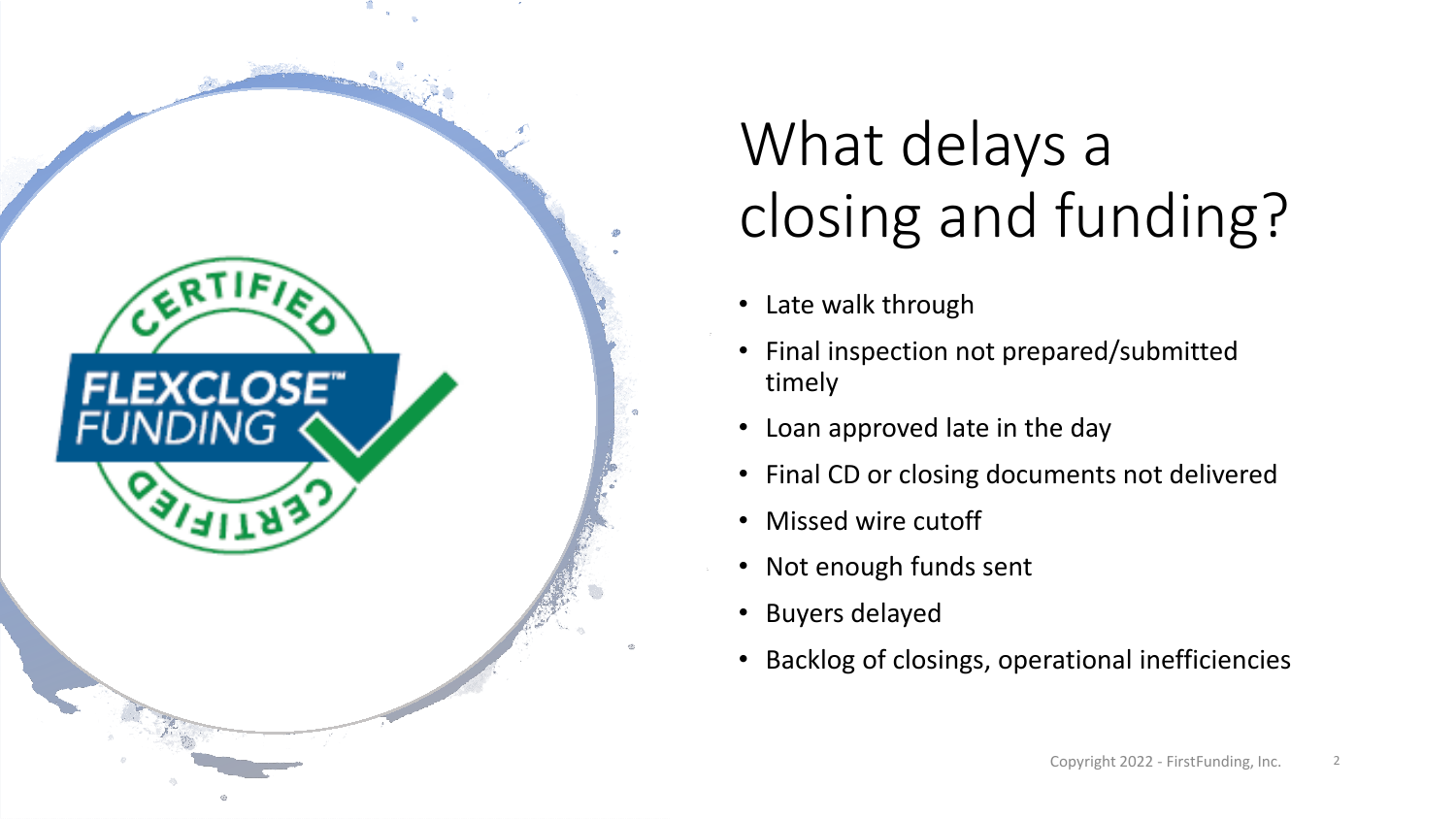# What delays a closing and funding?

- Late walk through
- Final inspection not prepared/submitted timely
- Loan approved late in the day
- Final CD or closing documents not delivered
- Missed wire cutoff
- Not enough funds sent
- Buyers delayed
- Backlog of closings, operational inefficiencies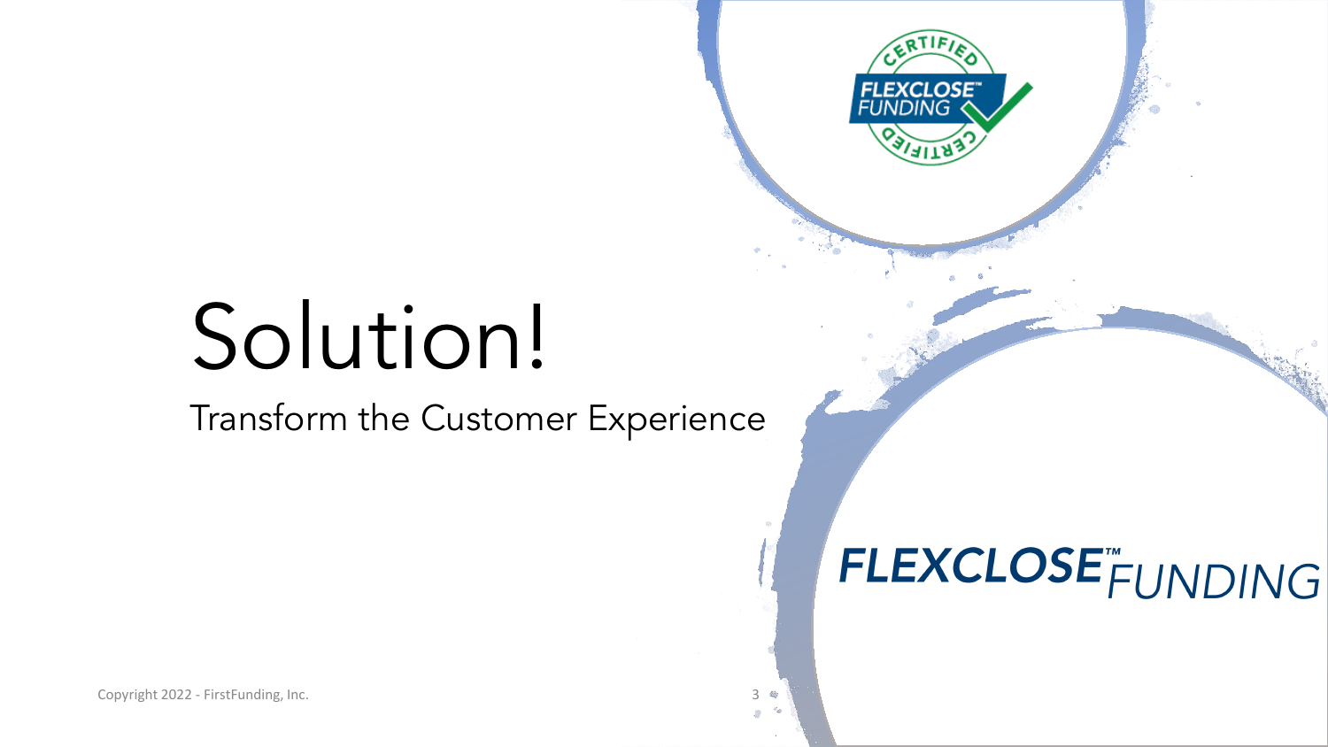# Solution!

Transform the Customer Experience

FLEXCLOSE™ FUNDING

Copyright 2022 - FirstFunding, Inc.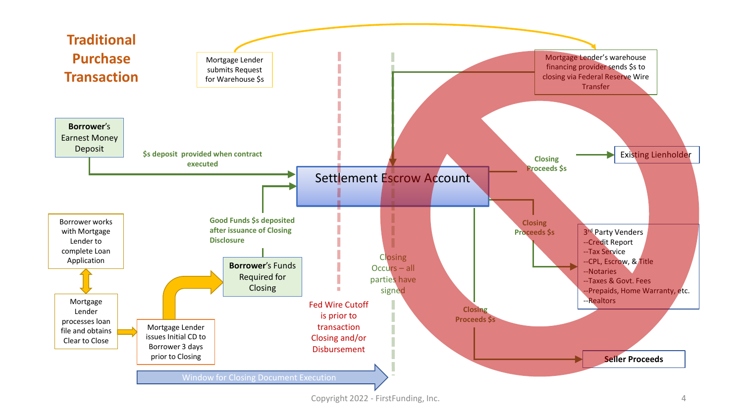# Traditional Purchase Transaction

Mortgage Lender submits Request for Warehouse $s

Mortgage Lender's warehouse financing provider sends $s to closing via Federal Reserve Wire Transfer

**Borrower**'s Earnest Money Deposit

$s deposit provided when contract executed

Settlement Escrow Account

Closing Proceeds $s

Existing Lienholder

Good Funds $s deposited after issuance of Closing Disclosure

Borrower works with Mortgage Lender to complete Loan Application

Mortgage Lender processes loan file and obtains Clear to Close

Mortgage Lender issues Initial CD to Borrower 3 days prior to Closing

**Borrower**'s Funds Required for Closing

Closing Occurs – all parties have signed

Fed Wire Cutoff is prior to transaction Closing and/or Disbursement

Closing Proceeds $s

3rd Party Venders
- --Credit Report
- --Tax Service
- --CPL, Escrow, & Title
- --Notaries
- --Taxes & Govt. Fees
- --Prepaids, Home Warranty, etc.
- --Realtors

Closing Proceeds $s

**Seller Proceeds**

Window for Closing Document Execution

Copyright 2022 - FirstFunding, Inc.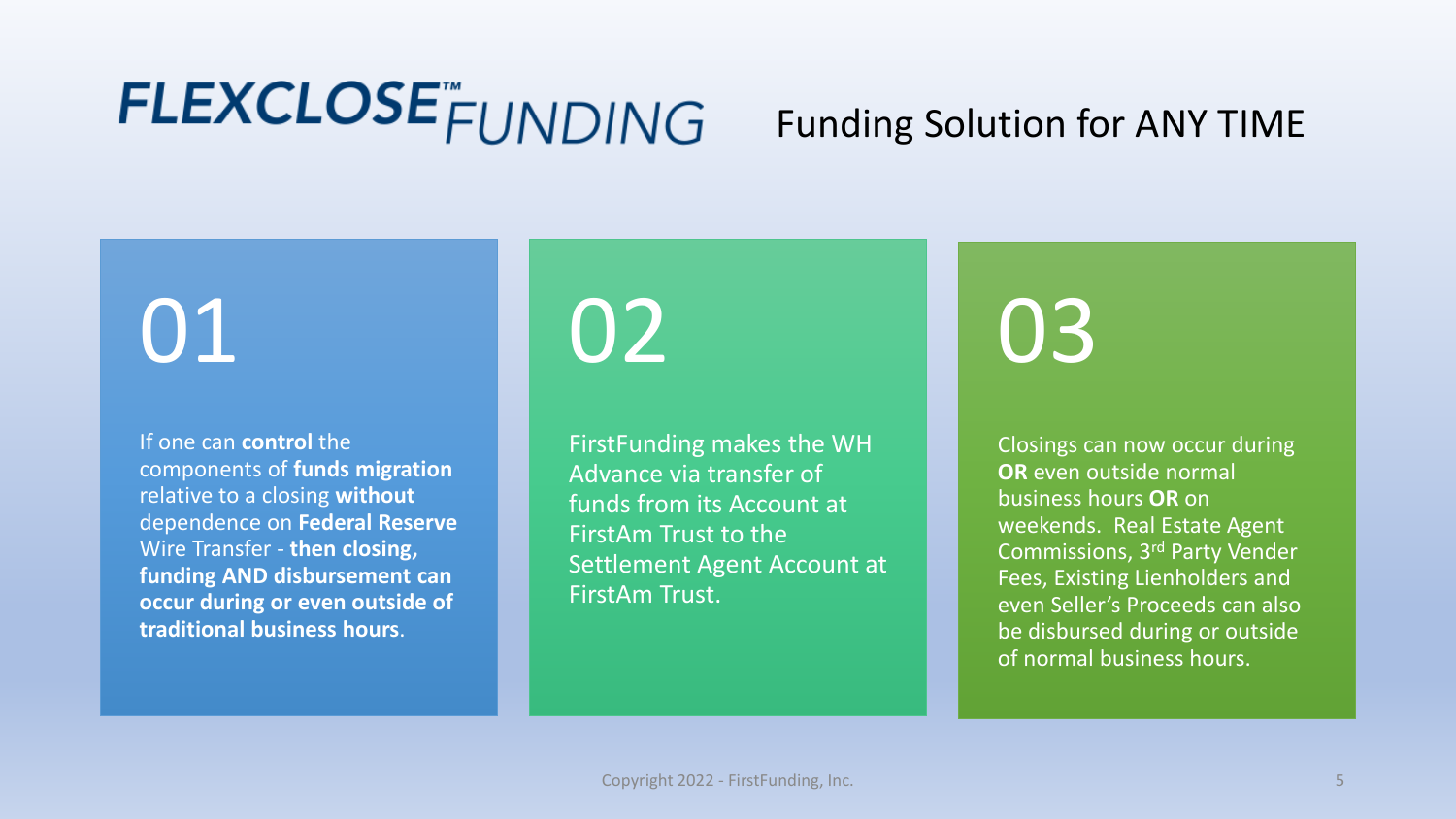# FLEXCLOSE™ FUNDING

## Funding Solution for ANY TIME

## 01

If one can **control** the components of **funds migration** relative to a closing **without** dependence on **Federal Reserve** Wire Transfer - **then closing, funding AND disbursement can occur during or even outside of traditional business hours**.

## 02

FirstFunding makes the WH Advance via transfer of funds from its Account at FirstAm Trust to the Settlement Agent Account at FirstAm Trust.

## 03

Closings can now occur during **OR** even outside normal business hours **OR** on weekends. Real Estate Agent Commissions, 3rd Party Vender Fees, Existing Lienholders and even Seller's Proceeds can also be disbursed during or outside of normal business hours.

Copyright 2022 - FirstFunding, Inc.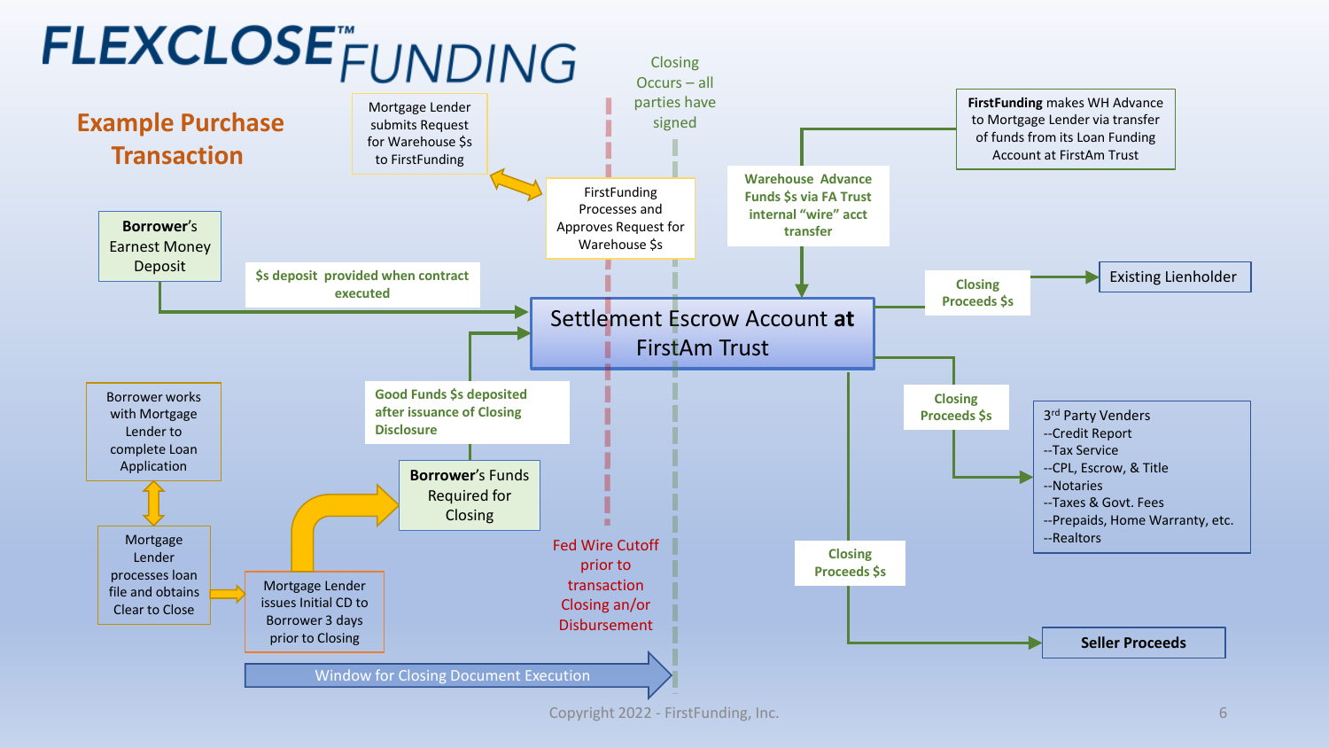# FLEXCLOSE™ FUNDING

## Example Purchase Transaction

**Borrower**'s Earnest Money Deposit

**$s deposit provided when contract executed**

Borrower works with Mortgage Lender to complete Loan Application

Mortgage Lender processes loan file and obtains Clear to Close

Mortgage Lender issues Initial CD to Borrower 3 days prior to Closing

**Borrower**'s Funds Required for Closing

**Good Funds $s deposited after issuance of Closing Disclosure**

Mortgage Lender submits Request for Warehouse $s to FirstFunding

FirstFunding Processes and Approves Request for Warehouse $s

Closing Occurs – all parties have signed

Fed Wire Cutoff prior to transaction Closing an/or Disbursement

Window for Closing Document Execution

**FirstFunding** makes WH Advance to Mortgage Lender via transfer of funds from its Loan Funding Account at FirstAm Trust

**Warehouse Advance Funds $s via FA Trust internal "wire" acct transfer**

Settlement Escrow Account **at** FirstAm Trust

**Closing Proceeds $s** → Existing Lienholder

**Closing Proceeds $s** → 3rd Party Venders

- --Credit Report
- --Tax Service
- --CPL, Escrow, & Title
- --Notaries
- --Taxes & Govt. Fees
- --Prepaids, Home Warranty, etc.
- --Realtors

**Closing Proceeds $s** → **Seller Proceeds**

Copyright 2022 - FirstFunding, Inc.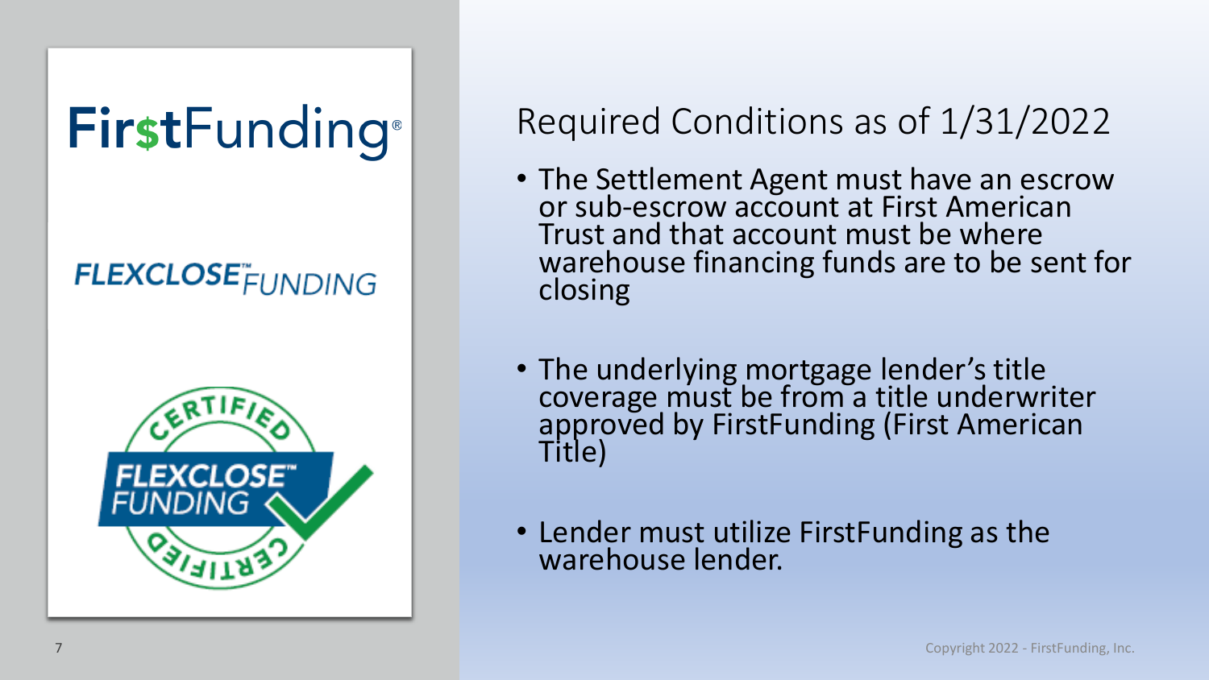FirstFunding®

FLEXCLOSE™ FUNDING

CERTIFIED FLEXCLOSE™ FUNDING CERTIFIED

# Required Conditions as of 1/31/2022

- The Settlement Agent must have an escrow or sub-escrow account at First American Trust and that account must be where warehouse financing funds are to be sent for closing
- The underlying mortgage lender's title coverage must be from a title underwriter approved by FirstFunding (First American Title)
- Lender must utilize FirstFunding as the warehouse lender.

Copyright 2022 - FirstFunding, Inc.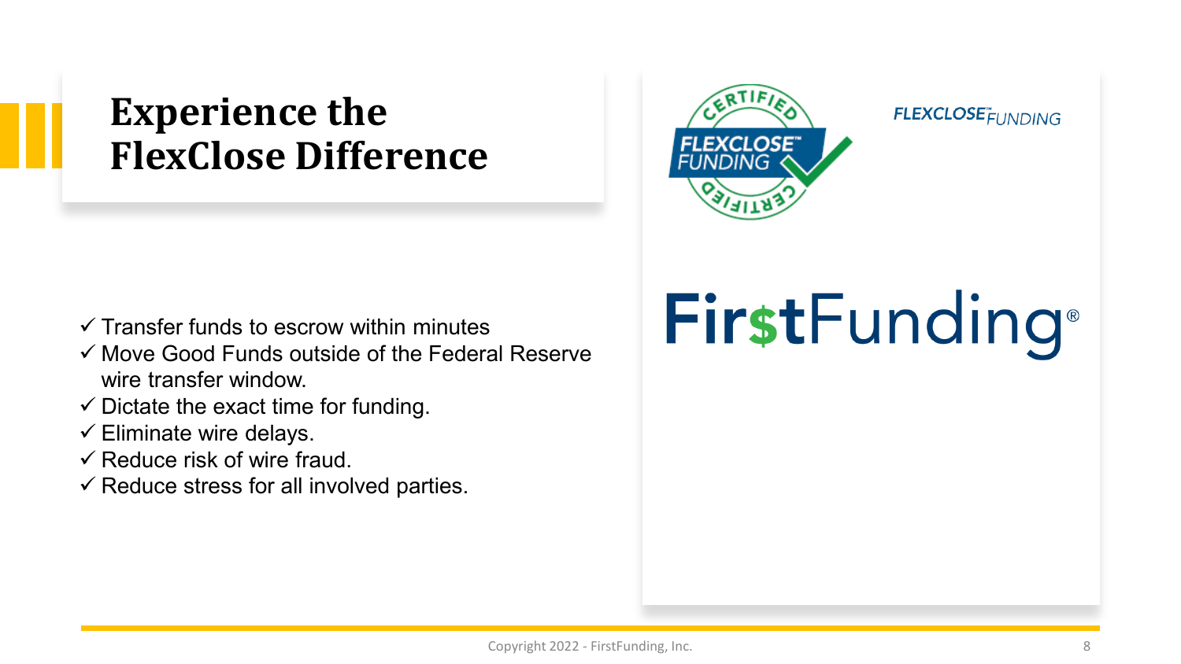# Experience the FlexClose Difference

- ✓ Transfer funds to escrow within minutes
- ✓ Move Good Funds outside of the Federal Reserve wire transfer window.
- ✓ Dictate the exact time for funding.
- ✓ Eliminate wire delays.
- ✓ Reduce risk of wire fraud.
- ✓ Reduce stress for all involved parties.

CERTIFIED FLEXCLOSE™ FUNDING CERTIFIED

FLEXCLOSE™ FUNDING

FirstFunding®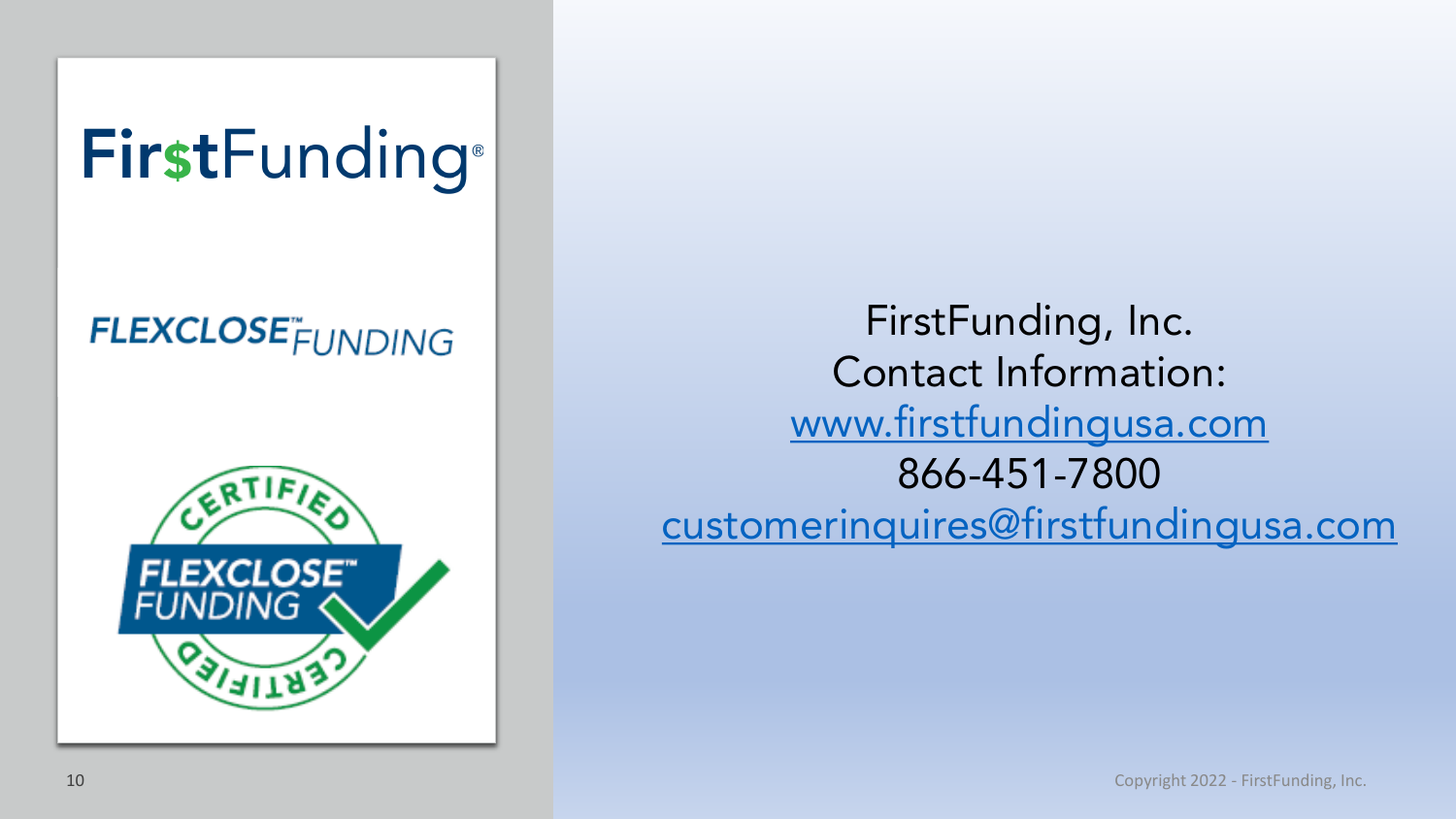FirstFunding®

FLEXCLOSE™ FUNDING

CERTIFIED FLEXCLOSE™ FUNDING CERTIFIED

FirstFunding, Inc.
Contact Information:
www.firstfundingusa.com
866-451-7800
customerinquires@firstfundingusa.com

Copyright 2022 - FirstFunding, Inc.